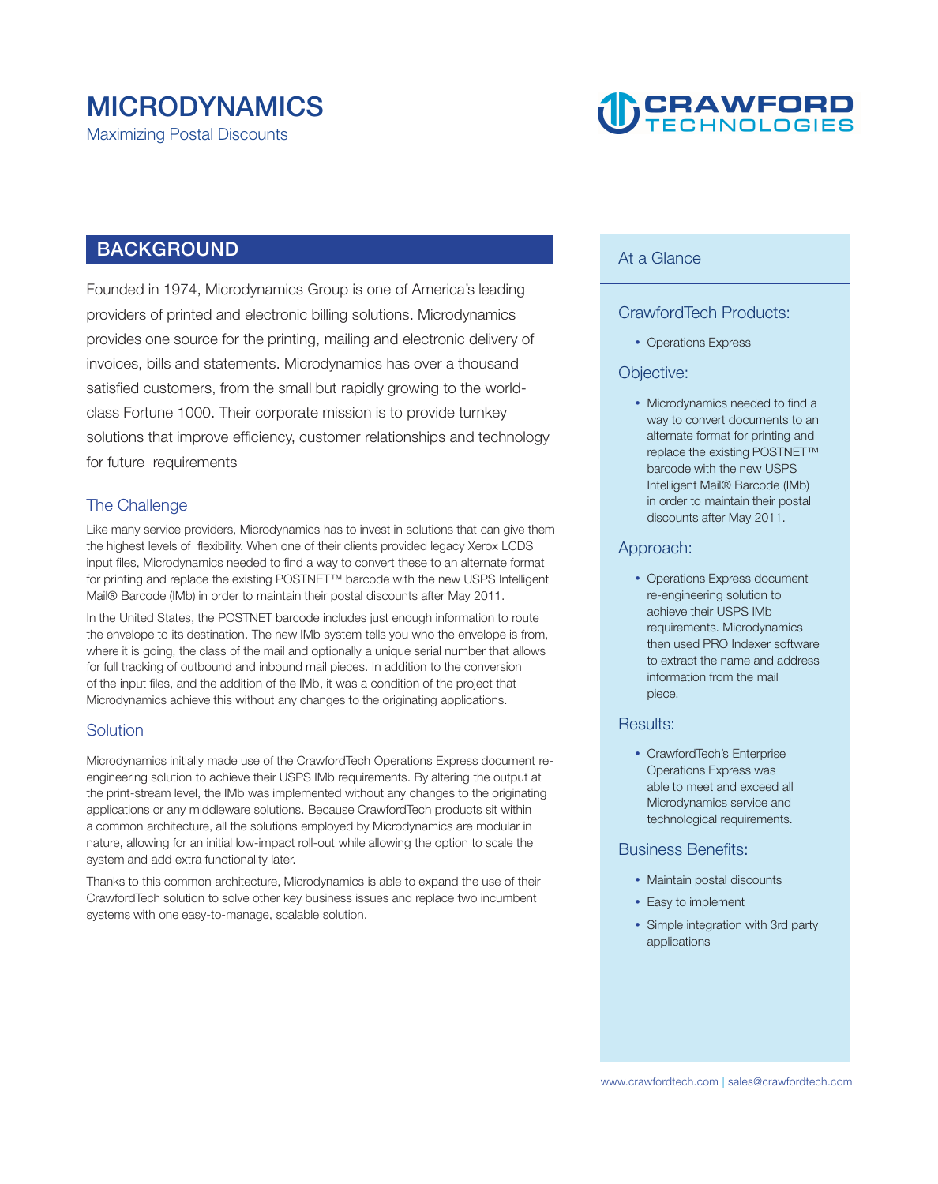# MICRODYNAMICS

Maximizing Postal Discounts

CRAWFORD TECHNOLOGIES

## BACKGROUND

Founded in 1974, Microdynamics Group is one of America's leading providers of printed and electronic billing solutions. Microdynamics provides one source for the printing, mailing and electronic delivery of invoices, bills and statements. Microdynamics has over a thousand satisfied customers, from the small but rapidly growing to the world-class Fortune 1000. Their corporate mission is to provide turnkey solutions that improve efficiency, customer relationships and technology for future requirements

### The Challenge

Like many service providers, Microdynamics has to invest in solutions that can give them the highest levels of flexibility. When one of their clients provided legacy Xerox LCDS input files, Microdynamics needed to find a way to convert these to an alternate format for printing and replace the existing POSTNET™ barcode with the new USPS Intelligent Mail® Barcode (IMb) in order to maintain their postal discounts after May 2011.

In the United States, the POSTNET barcode includes just enough information to route the envelope to its destination. The new IMb system tells you who the envelope is from, where it is going, the class of the mail and optionally a unique serial number that allows for full tracking of outbound and inbound mail pieces. In addition to the conversion of the input files, and the addition of the IMb, it was a condition of the project that Microdynamics achieve this without any changes to the originating applications.

### Solution

Microdynamics initially made use of the CrawfordTech Operations Express document re-engineering solution to achieve their USPS IMb requirements. By altering the output at the print-stream level, the IMb was implemented without any changes to the originating applications or any middleware solutions. Because CrawfordTech products sit within a common architecture, all the solutions employed by Microdynamics are modular in nature, allowing for an initial low-impact roll-out while allowing the option to scale the system and add extra functionality later.

Thanks to this common architecture, Microdynamics is able to expand the use of their CrawfordTech solution to solve other key business issues and replace two incumbent systems with one easy-to-manage, scalable solution.

## At a Glance

### CrawfordTech Products:

- Operations Express

### Objective:

- Microdynamics needed to find a way to convert documents to an alternate format for printing and replace the existing POSTNET™ barcode with the new USPS Intelligent Mail® Barcode (IMb) in order to maintain their postal discounts after May 2011.

### Approach:

- Operations Express document re-engineering solution to achieve their USPS IMb requirements. Microdynamics then used PRO Indexer software to extract the name and address information from the mail piece.

### Results:

- CrawfordTech's Enterprise Operations Express was able to meet and exceed all Microdynamics service and technological requirements.

### Business Benefits:

- Maintain postal discounts
- Easy to implement
- Simple integration with 3rd party applications

www.crawfordtech.com | sales@crawfordtech.com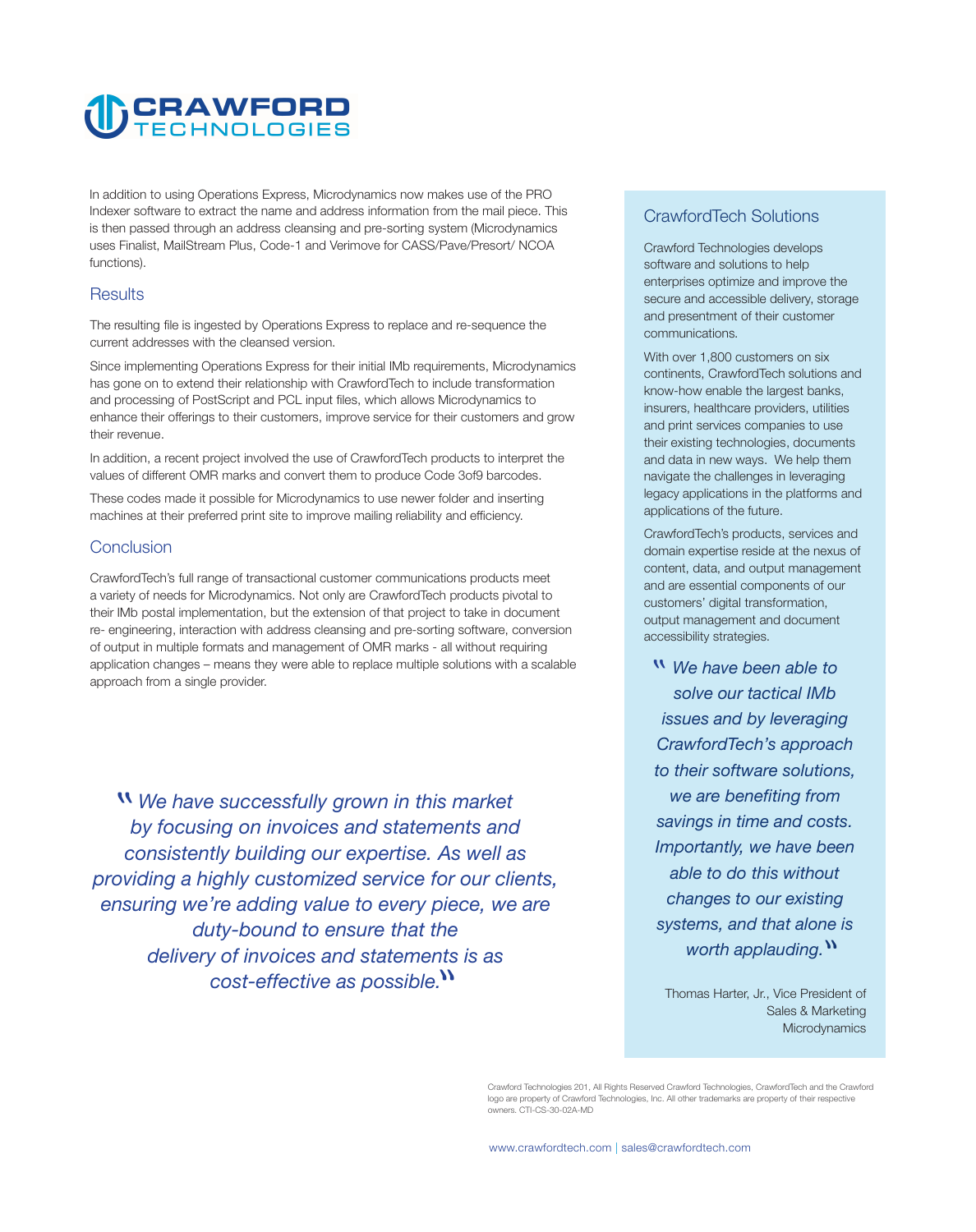# CRAWFORD TECHNOLOGIES

In addition to using Operations Express, Microdynamics now makes use of the PRO Indexer software to extract the name and address information from the mail piece. This is then passed through an address cleansing and pre-sorting system (Microdynamics uses Finalist, MailStream Plus, Code-1 and Verimove for CASS/Pave/Presort/ NCOA functions).

## Results

The resulting file is ingested by Operations Express to replace and re-sequence the current addresses with the cleansed version.

Since implementing Operations Express for their initial IMb requirements, Microdynamics has gone on to extend their relationship with CrawfordTech to include transformation and processing of PostScript and PCL input files, which allows Microdynamics to enhance their offerings to their customers, improve service for their customers and grow their revenue.

In addition, a recent project involved the use of CrawfordTech products to interpret the values of different OMR marks and convert them to produce Code 3of9 barcodes.

These codes made it possible for Microdynamics to use newer folder and inserting machines at their preferred print site to improve mailing reliability and efficiency.

## Conclusion

CrawfordTech's full range of transactional customer communications products meet a variety of needs for Microdynamics. Not only are CrawfordTech products pivotal to their IMb postal implementation, but the extension of that project to take in document re- engineering, interaction with address cleansing and pre-sorting software, conversion of output in multiple formats and management of OMR marks - all without requiring application changes – means they were able to replace multiple solutions with a scalable approach from a single provider.

> *"We have successfully grown in this market by focusing on invoices and statements and consistently building our expertise. As well as providing a highly customized service for our clients, ensuring we're adding value to every piece, we are duty-bound to ensure that the delivery of invoices and statements is as cost-effective as possible."*

## CrawfordTech Solutions

Crawford Technologies develops software and solutions to help enterprises optimize and improve the secure and accessible delivery, storage and presentment of their customer communications.

With over 1,800 customers on six continents, CrawfordTech solutions and know-how enable the largest banks, insurers, healthcare providers, utilities and print services companies to use their existing technologies, documents and data in new ways. We help them navigate the challenges in leveraging legacy applications in the platforms and applications of the future.

CrawfordTech's products, services and domain expertise reside at the nexus of content, data, and output management and are essential components of our customers' digital transformation, output management and document accessibility strategies.

> *"We have been able to solve our tactical IMb issues and by leveraging CrawfordTech's approach to their software solutions, we are benefiting from savings in time and costs. Importantly, we have been able to do this without changes to our existing systems, and that alone is worth applauding."*

Thomas Harter, Jr., Vice President of Sales & Marketing
Microdynamics

Crawford Technologies 201, All Rights Reserved Crawford Technologies, CrawfordTech and the Crawford logo are property of Crawford Technologies, Inc. All other trademarks are property of their respective owners. CTI-CS-30-02A-MD

www.crawfordtech.com | sales@crawfordtech.com